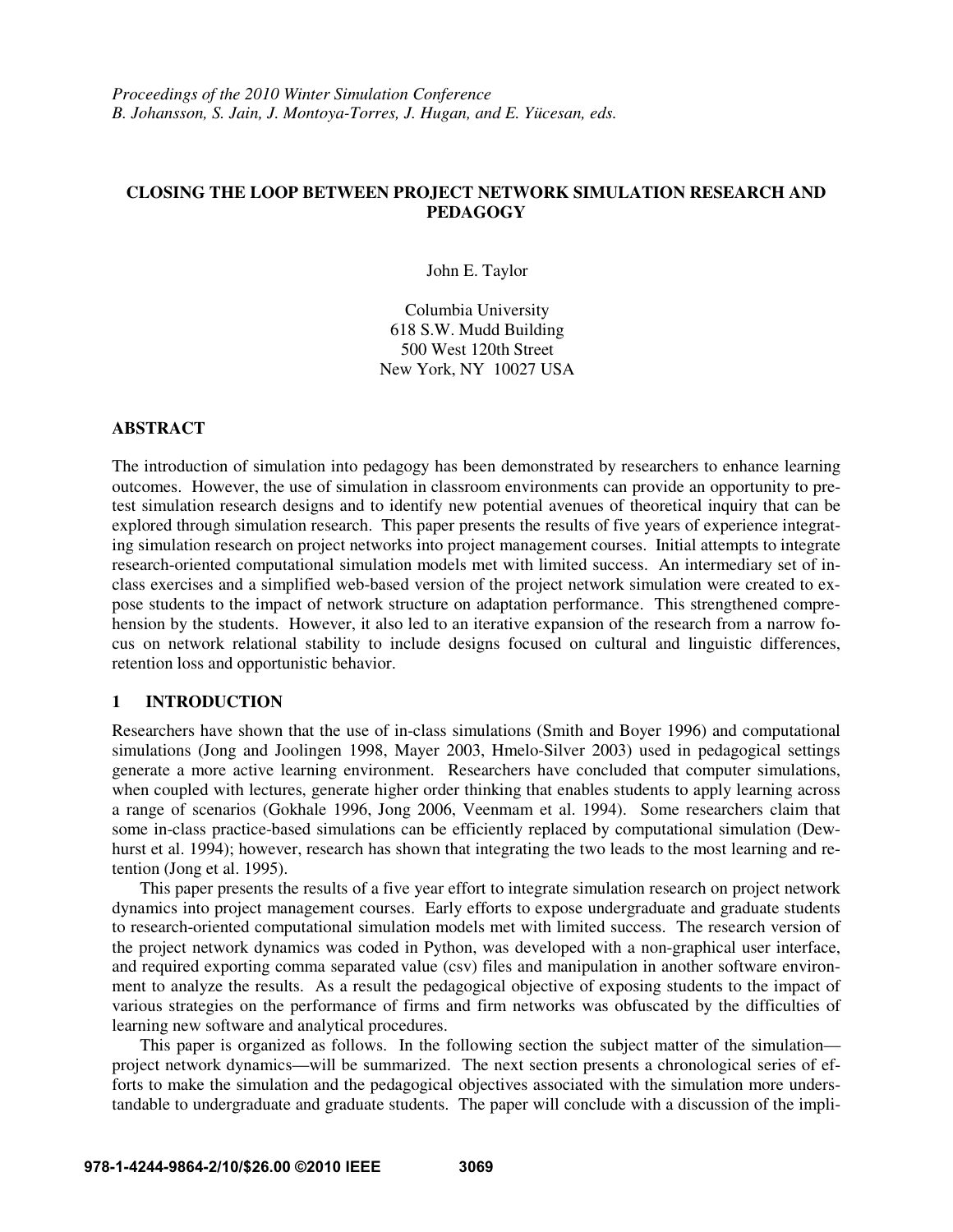*Proceedings of the 2010 Winter Simulation Conference*
*B. Johansson, S. Jain, J. Montoya-Torres, J. Hugan, and E. Yücesan, eds.*

# CLOSING THE LOOP BETWEEN PROJECT NETWORK SIMULATION RESEARCH AND PEDAGOGY

John E. Taylor

Columbia University
618 S.W. Mudd Building
500 West 120th Street
New York, NY 10027 USA

## ABSTRACT

The introduction of simulation into pedagogy has been demonstrated by researchers to enhance learning outcomes. However, the use of simulation in classroom environments can provide an opportunity to pretest simulation research designs and to identify new potential avenues of theoretical inquiry that can be explored through simulation research. This paper presents the results of five years of experience integrating simulation research on project networks into project management courses. Initial attempts to integrate research-oriented computational simulation models met with limited success. An intermediary set of in-class exercises and a simplified web-based version of the project network simulation were created to expose students to the impact of network structure on adaptation performance. This strengthened comprehension by the students. However, it also led to an iterative expansion of the research from a narrow focus on network relational stability to include designs focused on cultural and linguistic differences, retention loss and opportunistic behavior.

## 1 INTRODUCTION

Researchers have shown that the use of in-class simulations (Smith and Boyer 1996) and computational simulations (Jong and Joolingen 1998, Mayer 2003, Hmelo-Silver 2003) used in pedagogical settings generate a more active learning environment. Researchers have concluded that computer simulations, when coupled with lectures, generate higher order thinking that enables students to apply learning across a range of scenarios (Gokhale 1996, Jong 2006, Veenmam et al. 1994). Some researchers claim that some in-class practice-based simulations can be efficiently replaced by computational simulation (Dewhurst et al. 1994); however, research has shown that integrating the two leads to the most learning and retention (Jong et al. 1995).

This paper presents the results of a five year effort to integrate simulation research on project network dynamics into project management courses. Early efforts to expose undergraduate and graduate students to research-oriented computational simulation models met with limited success. The research version of the project network dynamics was coded in Python, was developed with a non-graphical user interface, and required exporting comma separated value (csv) files and manipulation in another software environment to analyze the results. As a result the pedagogical objective of exposing students to the impact of various strategies on the performance of firms and firm networks was obfuscated by the difficulties of learning new software and analytical procedures.

This paper is organized as follows. In the following section the subject matter of the simulation—project network dynamics—will be summarized. The next section presents a chronological series of efforts to make the simulation and the pedagogical objectives associated with the simulation more understandable to undergraduate and graduate students. The paper will conclude with a discussion of the impli-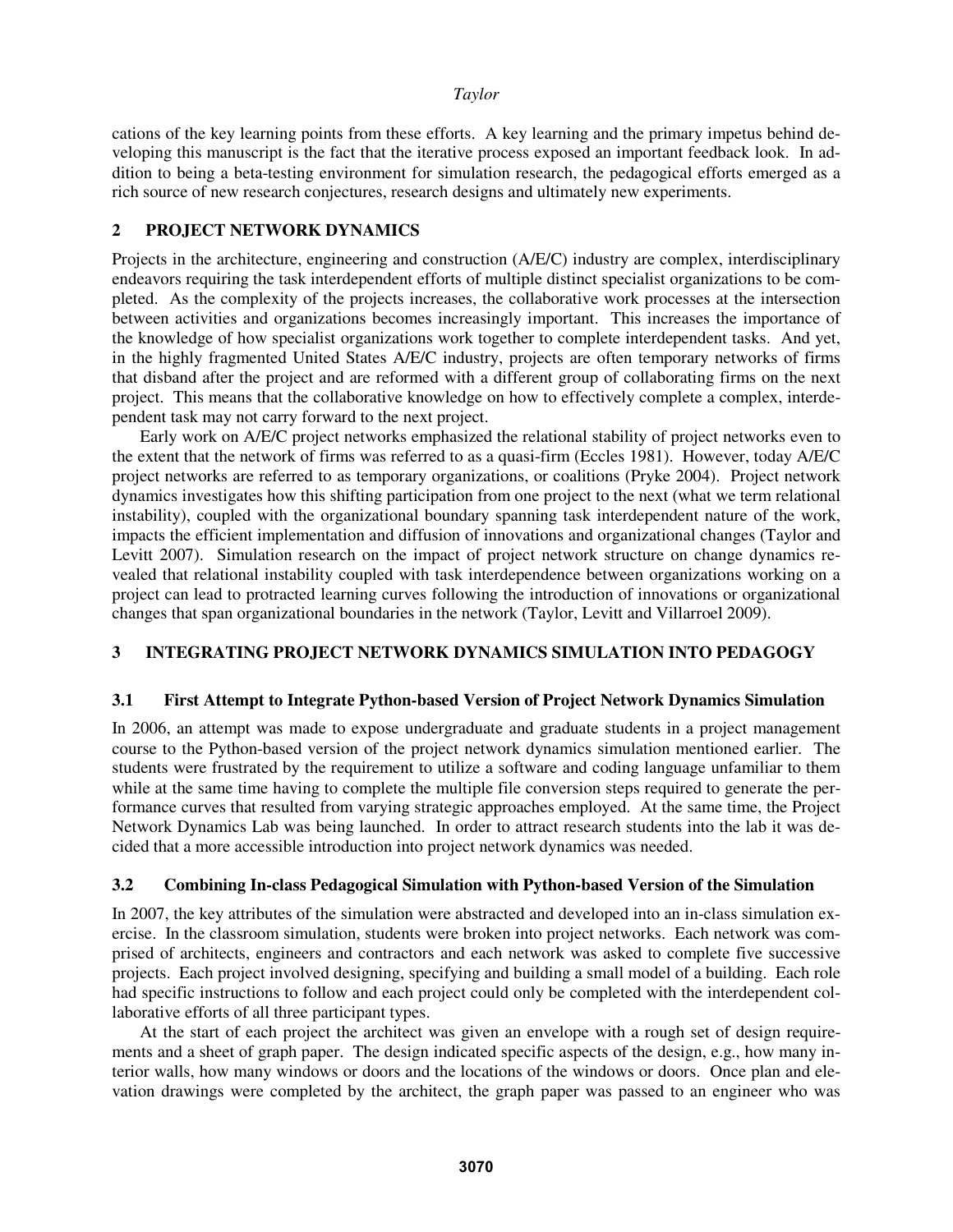cations of the key learning points from these efforts. A key learning and the primary impetus behind developing this manuscript is the fact that the iterative process exposed an important feedback look. In addition to being a beta-testing environment for simulation research, the pedagogical efforts emerged as a rich source of new research conjectures, research designs and ultimately new experiments.

## 2 PROJECT NETWORK DYNAMICS

Projects in the architecture, engineering and construction (A/E/C) industry are complex, interdisciplinary endeavors requiring the task interdependent efforts of multiple distinct specialist organizations to be completed. As the complexity of the projects increases, the collaborative work processes at the intersection between activities and organizations becomes increasingly important. This increases the importance of the knowledge of how specialist organizations work together to complete interdependent tasks. And yet, in the highly fragmented United States A/E/C industry, projects are often temporary networks of firms that disband after the project and are reformed with a different group of collaborating firms on the next project. This means that the collaborative knowledge on how to effectively complete a complex, interdependent task may not carry forward to the next project.

Early work on A/E/C project networks emphasized the relational stability of project networks even to the extent that the network of firms was referred to as a quasi-firm (Eccles 1981). However, today A/E/C project networks are referred to as temporary organizations, or coalitions (Pryke 2004). Project network dynamics investigates how this shifting participation from one project to the next (what we term relational instability), coupled with the organizational boundary spanning task interdependent nature of the work, impacts the efficient implementation and diffusion of innovations and organizational changes (Taylor and Levitt 2007). Simulation research on the impact of project network structure on change dynamics revealed that relational instability coupled with task interdependence between organizations working on a project can lead to protracted learning curves following the introduction of innovations or organizational changes that span organizational boundaries in the network (Taylor, Levitt and Villarroel 2009).

## 3 INTEGRATING PROJECT NETWORK DYNAMICS SIMULATION INTO PEDAGOGY

### 3.1 First Attempt to Integrate Python-based Version of Project Network Dynamics Simulation

In 2006, an attempt was made to expose undergraduate and graduate students in a project management course to the Python-based version of the project network dynamics simulation mentioned earlier. The students were frustrated by the requirement to utilize a software and coding language unfamiliar to them while at the same time having to complete the multiple file conversion steps required to generate the performance curves that resulted from varying strategic approaches employed. At the same time, the Project Network Dynamics Lab was being launched. In order to attract research students into the lab it was decided that a more accessible introduction into project network dynamics was needed.

### 3.2 Combining In-class Pedagogical Simulation with Python-based Version of the Simulation

In 2007, the key attributes of the simulation were abstracted and developed into an in-class simulation exercise. In the classroom simulation, students were broken into project networks. Each network was comprised of architects, engineers and contractors and each network was asked to complete five successive projects. Each project involved designing, specifying and building a small model of a building. Each role had specific instructions to follow and each project could only be completed with the interdependent collaborative efforts of all three participant types.

At the start of each project the architect was given an envelope with a rough set of design requirements and a sheet of graph paper. The design indicated specific aspects of the design, e.g., how many interior walls, how many windows or doors and the locations of the windows or doors. Once plan and elevation drawings were completed by the architect, the graph paper was passed to an engineer who was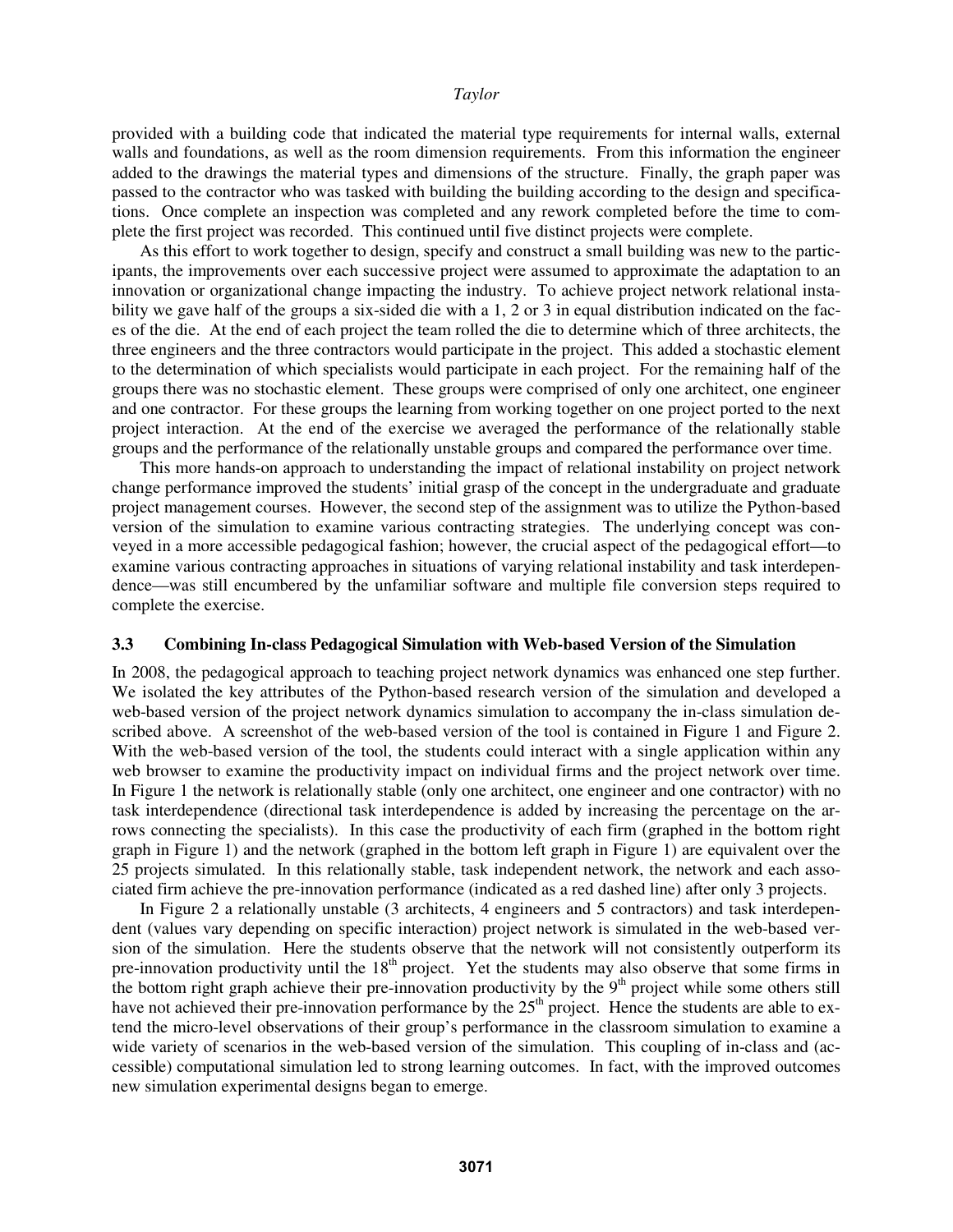provided with a building code that indicated the material type requirements for internal walls, external walls and foundations, as well as the room dimension requirements. From this information the engineer added to the drawings the material types and dimensions of the structure. Finally, the graph paper was passed to the contractor who was tasked with building the building according to the design and specifications. Once complete an inspection was completed and any rework completed before the time to complete the first project was recorded. This continued until five distinct projects were complete.

As this effort to work together to design, specify and construct a small building was new to the participants, the improvements over each successive project were assumed to approximate the adaptation to an innovation or organizational change impacting the industry. To achieve project network relational instability we gave half of the groups a six-sided die with a 1, 2 or 3 in equal distribution indicated on the faces of the die. At the end of each project the team rolled the die to determine which of three architects, the three engineers and the three contractors would participate in the project. This added a stochastic element to the determination of which specialists would participate in each project. For the remaining half of the groups there was no stochastic element. These groups were comprised of only one architect, one engineer and one contractor. For these groups the learning from working together on one project ported to the next project interaction. At the end of the exercise we averaged the performance of the relationally stable groups and the performance of the relationally unstable groups and compared the performance over time.

This more hands-on approach to understanding the impact of relational instability on project network change performance improved the students' initial grasp of the concept in the undergraduate and graduate project management courses. However, the second step of the assignment was to utilize the Python-based version of the simulation to examine various contracting strategies. The underlying concept was conveyed in a more accessible pedagogical fashion; however, the crucial aspect of the pedagogical effort—to examine various contracting approaches in situations of varying relational instability and task interdependence—was still encumbered by the unfamiliar software and multiple file conversion steps required to complete the exercise.

### 3.3 Combining In-class Pedagogical Simulation with Web-based Version of the Simulation

In 2008, the pedagogical approach to teaching project network dynamics was enhanced one step further. We isolated the key attributes of the Python-based research version of the simulation and developed a web-based version of the project network dynamics simulation to accompany the in-class simulation described above. A screenshot of the web-based version of the tool is contained in Figure 1 and Figure 2. With the web-based version of the tool, the students could interact with a single application within any web browser to examine the productivity impact on individual firms and the project network over time. In Figure 1 the network is relationally stable (only one architect, one engineer and one contractor) with no task interdependence (directional task interdependence is added by increasing the percentage on the arrows connecting the specialists). In this case the productivity of each firm (graphed in the bottom right graph in Figure 1) and the network (graphed in the bottom left graph in Figure 1) are equivalent over the 25 projects simulated. In this relationally stable, task independent network, the network and each associated firm achieve the pre-innovation performance (indicated as a red dashed line) after only 3 projects.

In Figure 2 a relationally unstable (3 architects, 4 engineers and 5 contractors) and task interdependent (values vary depending on specific interaction) project network is simulated in the web-based version of the simulation. Here the students observe that the network will not consistently outperform its pre-innovation productivity until the 18th project. Yet the students may also observe that some firms in the bottom right graph achieve their pre-innovation productivity by the 9th project while some others still have not achieved their pre-innovation performance by the 25th project. Hence the students are able to extend the micro-level observations of their group's performance in the classroom simulation to examine a wide variety of scenarios in the web-based version of the simulation. This coupling of in-class and (accessible) computational simulation led to strong learning outcomes. In fact, with the improved outcomes new simulation experimental designs began to emerge.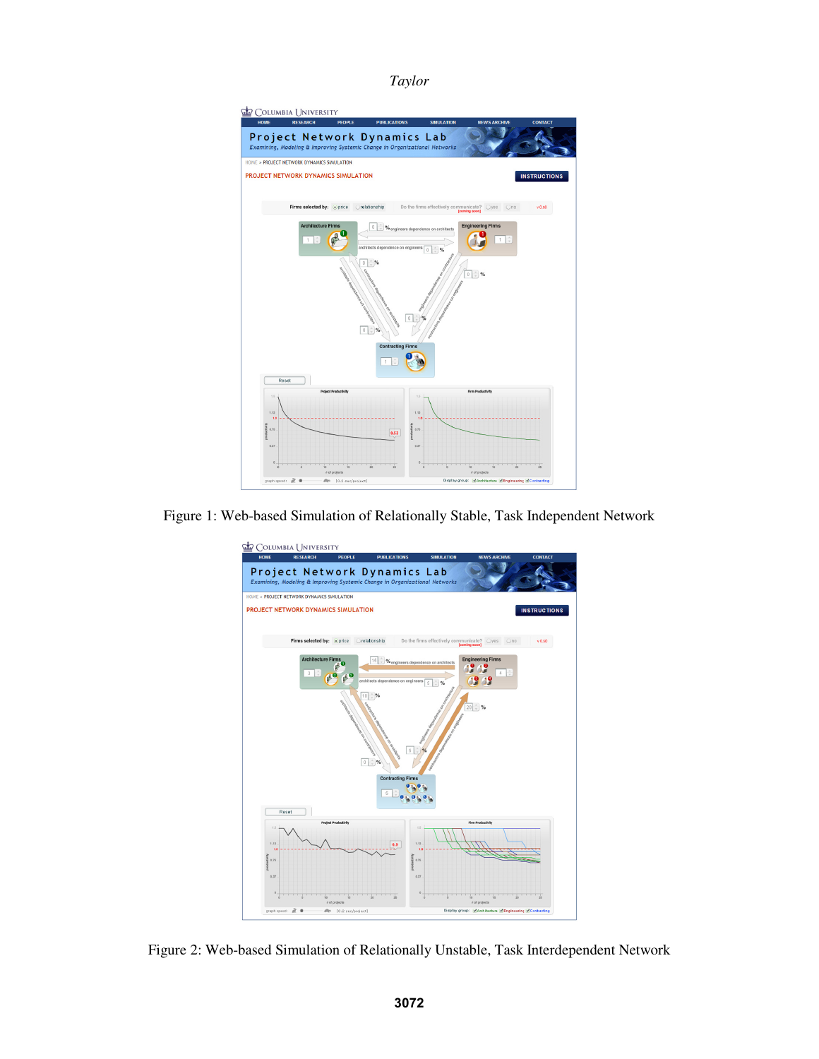Figure 1: Web-based Simulation of Relationally Stable, Task Independent Network

Figure 2: Web-based Simulation of Relationally Unstable, Task Interdependent Network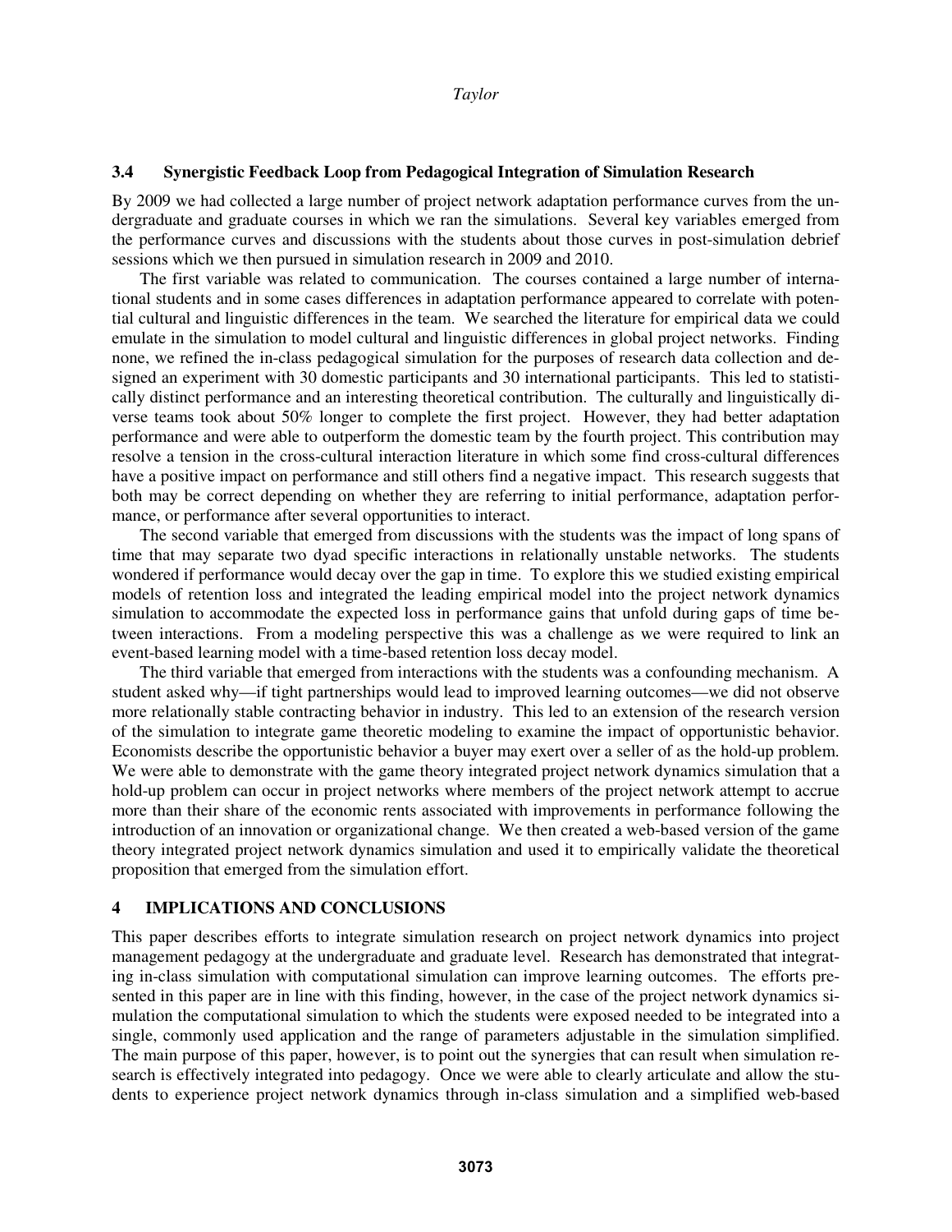### 3.4 Synergistic Feedback Loop from Pedagogical Integration of Simulation Research

By 2009 we had collected a large number of project network adaptation performance curves from the undergraduate and graduate courses in which we ran the simulations. Several key variables emerged from the performance curves and discussions with the students about those curves in post-simulation debrief sessions which we then pursued in simulation research in 2009 and 2010.

The first variable was related to communication. The courses contained a large number of international students and in some cases differences in adaptation performance appeared to correlate with potential cultural and linguistic differences in the team. We searched the literature for empirical data we could emulate in the simulation to model cultural and linguistic differences in global project networks. Finding none, we refined the in-class pedagogical simulation for the purposes of research data collection and designed an experiment with 30 domestic participants and 30 international participants. This led to statistically distinct performance and an interesting theoretical contribution. The culturally and linguistically diverse teams took about 50% longer to complete the first project. However, they had better adaptation performance and were able to outperform the domestic team by the fourth project. This contribution may resolve a tension in the cross-cultural interaction literature in which some find cross-cultural differences have a positive impact on performance and still others find a negative impact. This research suggests that both may be correct depending on whether they are referring to initial performance, adaptation performance, or performance after several opportunities to interact.

The second variable that emerged from discussions with the students was the impact of long spans of time that may separate two dyad specific interactions in relationally unstable networks. The students wondered if performance would decay over the gap in time. To explore this we studied existing empirical models of retention loss and integrated the leading empirical model into the project network dynamics simulation to accommodate the expected loss in performance gains that unfold during gaps of time between interactions. From a modeling perspective this was a challenge as we were required to link an event-based learning model with a time-based retention loss decay model.

The third variable that emerged from interactions with the students was a confounding mechanism. A student asked why—if tight partnerships would lead to improved learning outcomes—we did not observe more relationally stable contracting behavior in industry. This led to an extension of the research version of the simulation to integrate game theoretic modeling to examine the impact of opportunistic behavior. Economists describe the opportunistic behavior a buyer may exert over a seller of as the hold-up problem. We were able to demonstrate with the game theory integrated project network dynamics simulation that a hold-up problem can occur in project networks where members of the project network attempt to accrue more than their share of the economic rents associated with improvements in performance following the introduction of an innovation or organizational change. We then created a web-based version of the game theory integrated project network dynamics simulation and used it to empirically validate the theoretical proposition that emerged from the simulation effort.

## 4 IMPLICATIONS AND CONCLUSIONS

This paper describes efforts to integrate simulation research on project network dynamics into project management pedagogy at the undergraduate and graduate level. Research has demonstrated that integrating in-class simulation with computational simulation can improve learning outcomes. The efforts presented in this paper are in line with this finding, however, in the case of the project network dynamics simulation the computational simulation to which the students were exposed needed to be integrated into a single, commonly used application and the range of parameters adjustable in the simulation simplified. The main purpose of this paper, however, is to point out the synergies that can result when simulation research is effectively integrated into pedagogy. Once we were able to clearly articulate and allow the students to experience project network dynamics through in-class simulation and a simplified web-based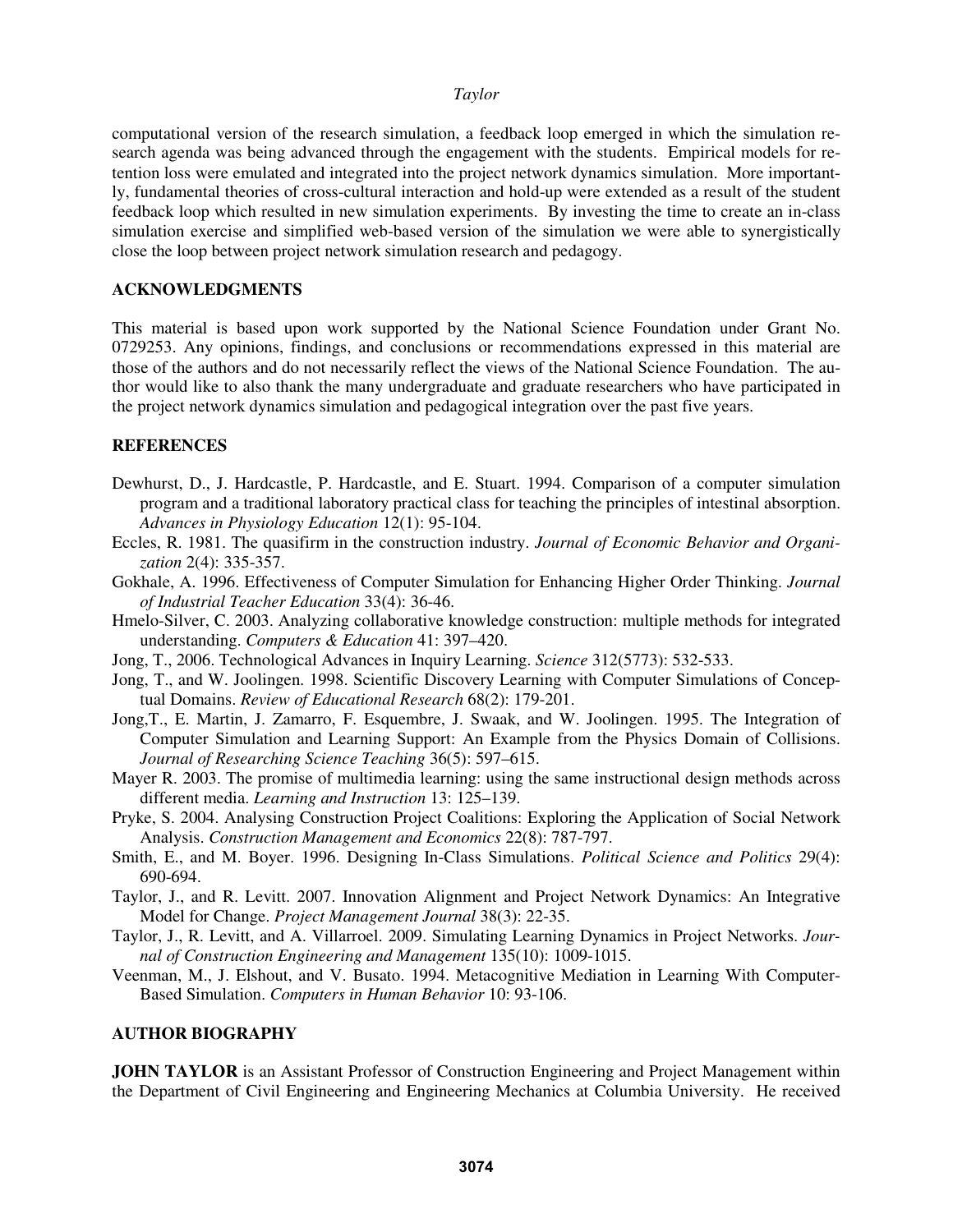computational version of the research simulation, a feedback loop emerged in which the simulation research agenda was being advanced through the engagement with the students. Empirical models for retention loss were emulated and integrated into the project network dynamics simulation. More importantly, fundamental theories of cross-cultural interaction and hold-up were extended as a result of the student feedback loop which resulted in new simulation experiments. By investing the time to create an in-class simulation exercise and simplified web-based version of the simulation we were able to synergistically close the loop between project network simulation research and pedagogy.

## ACKNOWLEDGMENTS

This material is based upon work supported by the National Science Foundation under Grant No. 0729253. Any opinions, findings, and conclusions or recommendations expressed in this material are those of the authors and do not necessarily reflect the views of the National Science Foundation. The author would like to also thank the many undergraduate and graduate researchers who have participated in the project network dynamics simulation and pedagogical integration over the past five years.

## REFERENCES

Dewhurst, D., J. Hardcastle, P. Hardcastle, and E. Stuart. 1994. Comparison of a computer simulation program and a traditional laboratory practical class for teaching the principles of intestinal absorption. *Advances in Physiology Education* 12(1): 95-104.

Eccles, R. 1981. The quasifirm in the construction industry. *Journal of Economic Behavior and Organization* 2(4): 335-357.

Gokhale, A. 1996. Effectiveness of Computer Simulation for Enhancing Higher Order Thinking. *Journal of Industrial Teacher Education* 33(4): 36-46.

Hmelo-Silver, C. 2003. Analyzing collaborative knowledge construction: multiple methods for integrated understanding. *Computers & Education* 41: 397–420.

Jong, T., 2006. Technological Advances in Inquiry Learning. *Science* 312(5773): 532-533.

Jong, T., and W. Joolingen. 1998. Scientific Discovery Learning with Computer Simulations of Conceptual Domains. *Review of Educational Research* 68(2): 179-201.

Jong,T., E. Martin, J. Zamarro, F. Esquembre, J. Swaak, and W. Joolingen. 1995. The Integration of Computer Simulation and Learning Support: An Example from the Physics Domain of Collisions. *Journal of Researching Science Teaching* 36(5): 597–615.

Mayer R. 2003. The promise of multimedia learning: using the same instructional design methods across different media. *Learning and Instruction* 13: 125–139.

Pryke, S. 2004. Analysing Construction Project Coalitions: Exploring the Application of Social Network Analysis. *Construction Management and Economics* 22(8): 787-797.

Smith, E., and M. Boyer. 1996. Designing In-Class Simulations. *Political Science and Politics* 29(4): 690-694.

Taylor, J., and R. Levitt. 2007. Innovation Alignment and Project Network Dynamics: An Integrative Model for Change. *Project Management Journal* 38(3): 22-35.

Taylor, J., R. Levitt, and A. Villarroel. 2009. Simulating Learning Dynamics in Project Networks. *Journal of Construction Engineering and Management* 135(10): 1009-1015.

Veenman, M., J. Elshout, and V. Busato. 1994. Metacognitive Mediation in Learning With Computer-Based Simulation. *Computers in Human Behavior* 10: 93-106.

## AUTHOR BIOGRAPHY

**JOHN TAYLOR** is an Assistant Professor of Construction Engineering and Project Management within the Department of Civil Engineering and Engineering Mechanics at Columbia University. He received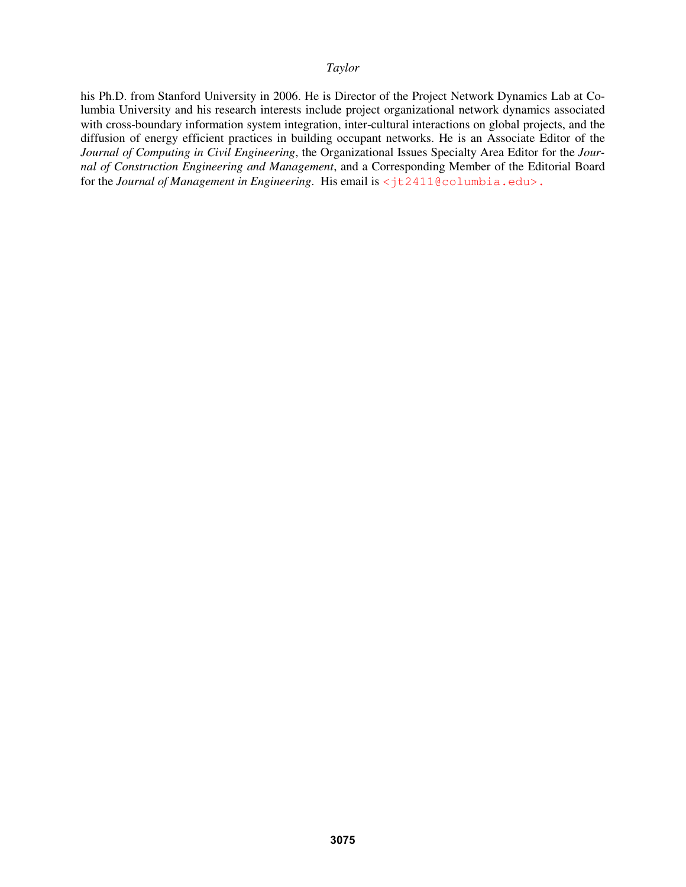his Ph.D. from Stanford University in 2006. He is Director of the Project Network Dynamics Lab at Columbia University and his research interests include project organizational network dynamics associated with cross-boundary information system integration, inter-cultural interactions on global projects, and the diffusion of energy efficient practices in building occupant networks. He is an Associate Editor of the *Journal of Computing in Civil Engineering*, the Organizational Issues Specialty Area Editor for the *Journal of Construction Engineering and Management*, and a Corresponding Member of the Editorial Board for the *Journal of Management in Engineering*. His email is <jt2411@columbia.edu>.